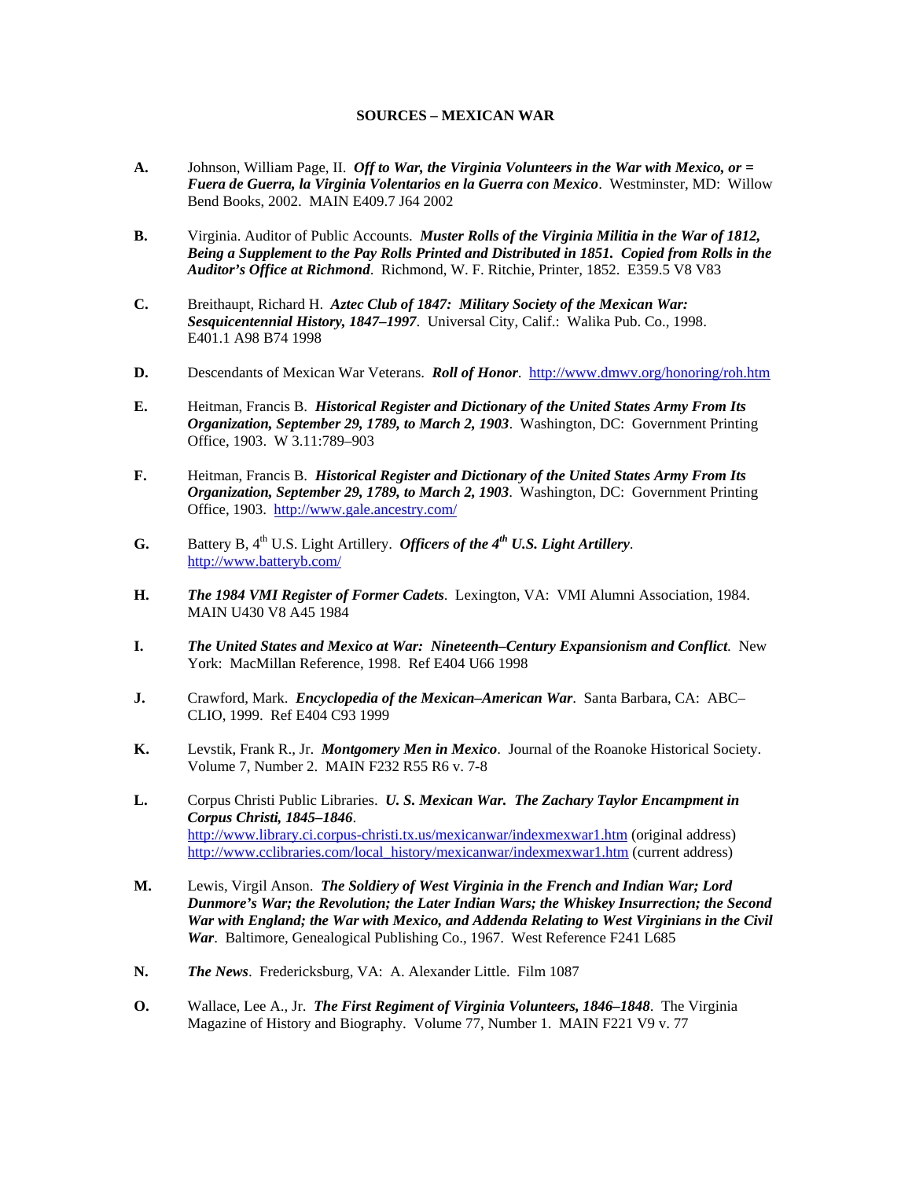**SOURCES – MEXICAN WAR**

**A.** Johnson, William Page, II. ***Off to War, the Virginia Volunteers in the War with Mexico, or = Fuera de Guerra, la Virginia Volentarios en la Guerra con Mexico***. Westminster, MD: Willow Bend Books, 2002. MAIN E409.7 J64 2002

**B.** Virginia. Auditor of Public Accounts. ***Muster Rolls of the Virginia Militia in the War of 1812, Being a Supplement to the Pay Rolls Printed and Distributed in 1851. Copied from Rolls in the Auditor's Office at Richmond***. Richmond, W. F. Ritchie, Printer, 1852. E359.5 V8 V83

**C.** Breithaupt, Richard H. ***Aztec Club of 1847: Military Society of the Mexican War: Sesquicentennial History, 1847–1997***. Universal City, Calif.: Walika Pub. Co., 1998. E401.1 A98 B74 1998

**D.** Descendants of Mexican War Veterans. ***Roll of Honor***. http://www.dmwv.org/honoring/roh.htm

**E.** Heitman, Francis B. ***Historical Register and Dictionary of the United States Army From Its Organization, September 29, 1789, to March 2, 1903***. Washington, DC: Government Printing Office, 1903. W 3.11:789–903

**F.** Heitman, Francis B. ***Historical Register and Dictionary of the United States Army From Its Organization, September 29, 1789, to March 2, 1903***. Washington, DC: Government Printing Office, 1903. http://www.gale.ancestry.com/

**G.** Battery B, 4th U.S. Light Artillery. ***Officers of the 4th U.S. Light Artillery***. http://www.batteryb.com/

**H.** ***The 1984 VMI Register of Former Cadets***. Lexington, VA: VMI Alumni Association, 1984. MAIN U430 V8 A45 1984

**I.** ***The United States and Mexico at War: Nineteenth–Century Expansionism and Conflict***. New York: MacMillan Reference, 1998. Ref E404 U66 1998

**J.** Crawford, Mark. ***Encyclopedia of the Mexican–American War***. Santa Barbara, CA: ABC–CLIO, 1999. Ref E404 C93 1999

**K.** Levstik, Frank R., Jr. ***Montgomery Men in Mexico***. Journal of the Roanoke Historical Society. Volume 7, Number 2. MAIN F232 R55 R6 v. 7-8

**L.** Corpus Christi Public Libraries. ***U. S. Mexican War. The Zachary Taylor Encampment in Corpus Christi, 1845–1846***.
http://www.library.ci.corpus-christi.tx.us/mexicanwar/indexmexwar1.htm (original address)
http://www.cclibraries.com/local_history/mexicanwar/indexmexwar1.htm (current address)

**M.** Lewis, Virgil Anson. ***The Soldiery of West Virginia in the French and Indian War; Lord Dunmore's War; the Revolution; the Later Indian Wars; the Whiskey Insurrection; the Second War with England; the War with Mexico, and Addenda Relating to West Virginians in the Civil War***. Baltimore, Genealogical Publishing Co., 1967. West Reference F241 L685

**N.** ***The News***. Fredericksburg, VA: A. Alexander Little. Film 1087

**O.** Wallace, Lee A., Jr. ***The First Regiment of Virginia Volunteers, 1846–1848***. The Virginia Magazine of History and Biography. Volume 77, Number 1. MAIN F221 V9 v. 77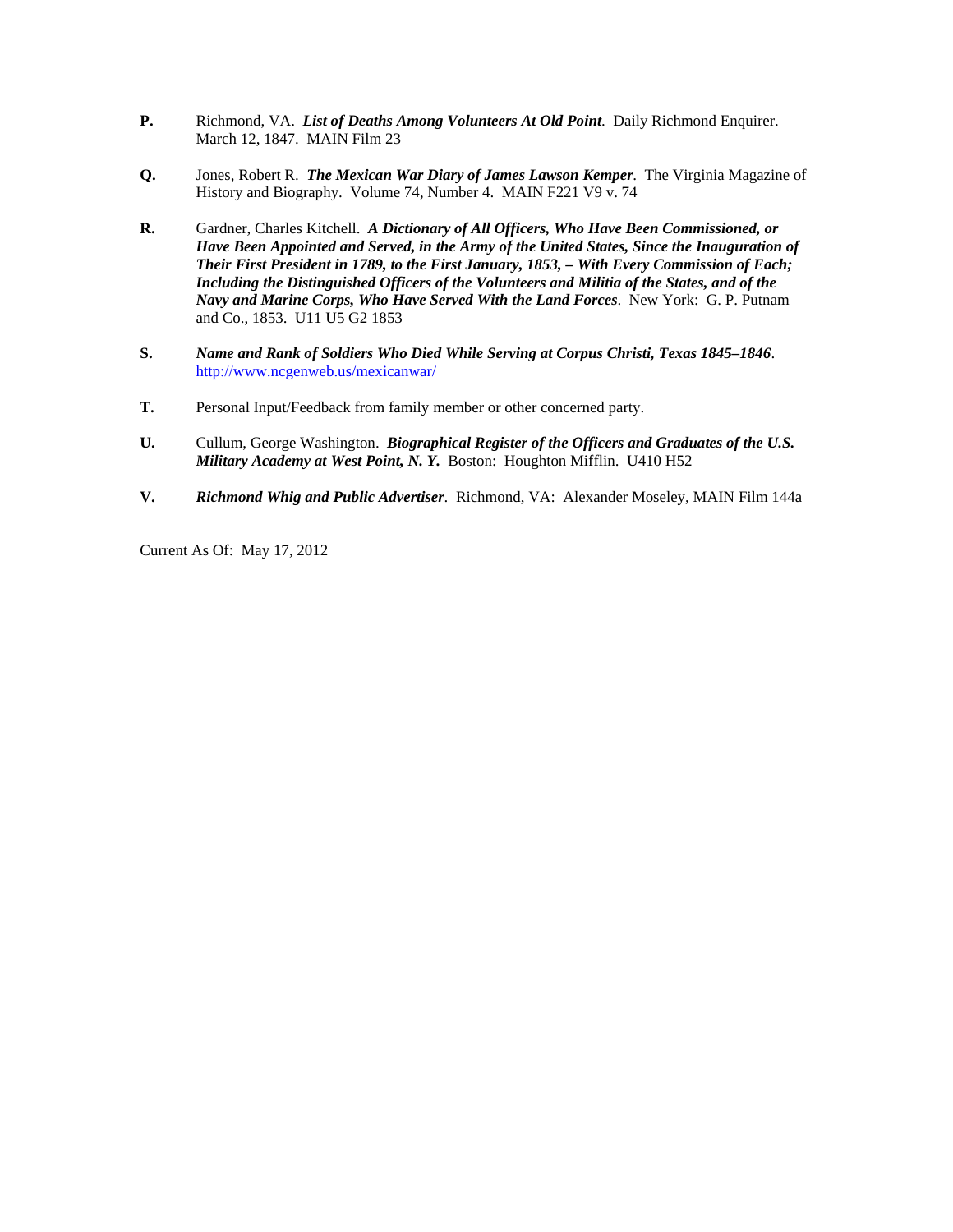**P.** Richmond, VA. ***List of Deaths Among Volunteers At Old Point***. Daily Richmond Enquirer. March 12, 1847. MAIN Film 23

**Q.** Jones, Robert R. ***The Mexican War Diary of James Lawson Kemper***. The Virginia Magazine of History and Biography. Volume 74, Number 4. MAIN F221 V9 v. 74

**R.** Gardner, Charles Kitchell. ***A Dictionary of All Officers, Who Have Been Commissioned, or Have Been Appointed and Served, in the Army of the United States, Since the Inauguration of Their First President in 1789, to the First January, 1853, – With Every Commission of Each; Including the Distinguished Officers of the Volunteers and Militia of the States, and of the Navy and Marine Corps, Who Have Served With the Land Forces***. New York: G. P. Putnam and Co., 1853. U11 U5 G2 1853

**S.** ***Name and Rank of Soldiers Who Died While Serving at Corpus Christi, Texas 1845–1846***. http://www.ncgenweb.us/mexicanwar/

**T.** Personal Input/Feedback from family member or other concerned party.

**U.** Cullum, George Washington. ***Biographical Register of the Officers and Graduates of the U.S. Military Academy at West Point, N. Y.*** Boston: Houghton Mifflin. U410 H52

**V.** ***Richmond Whig and Public Advertiser***. Richmond, VA: Alexander Moseley, MAIN Film 144a

Current As Of: May 17, 2012